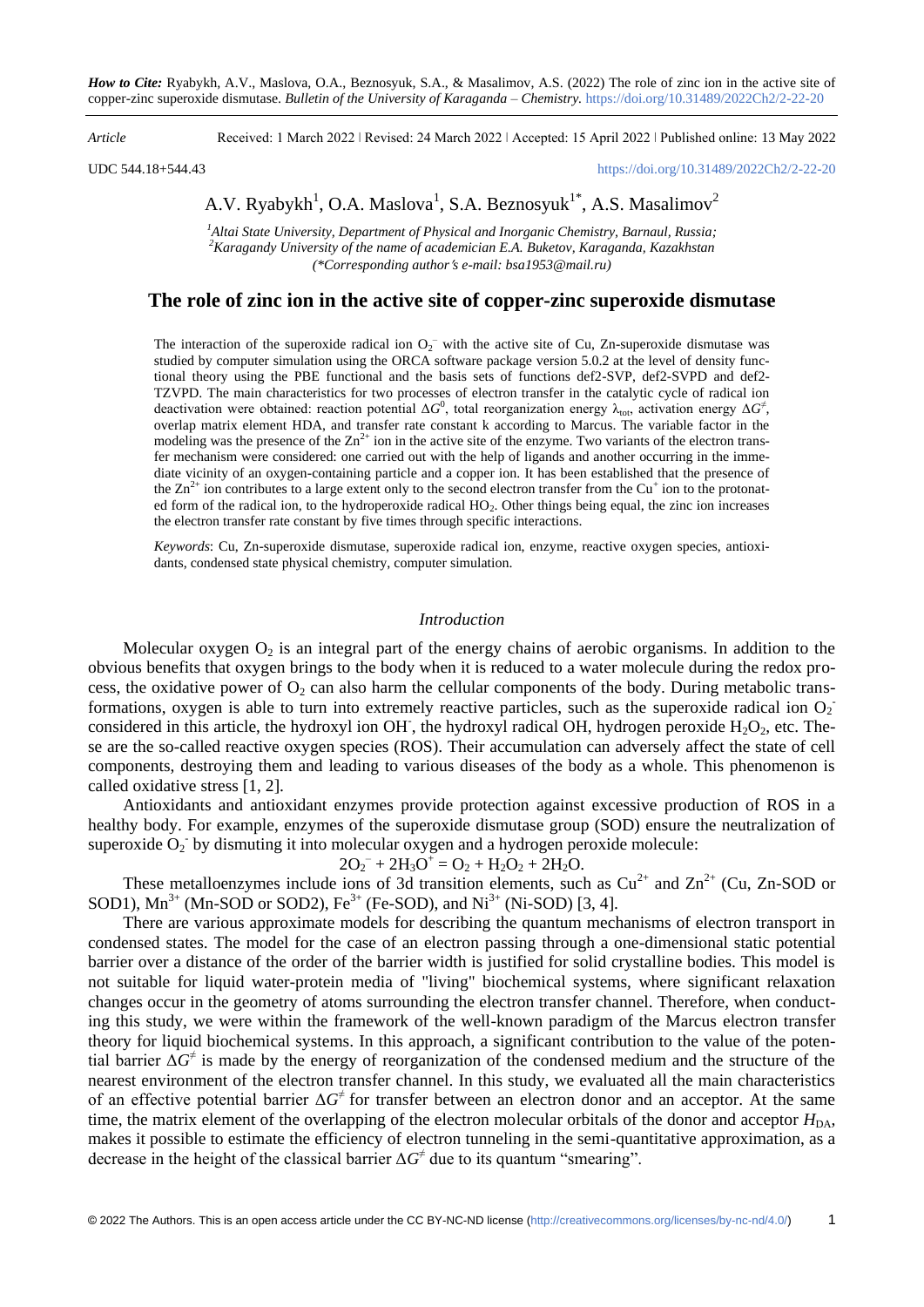*How to Cite:* Ryabykh, A.V., Maslova, O.A., Beznosyuk, S.A., & Masalimov, A.S. (2022) The role of zinc ion in the active site of copper-zinc superoxide dismutase. *Bulletin of the University of Karaganda – Chemistry.* https://doi.org/10.31489/2022Ch2/2-22-20

*Article* Received: 1 March 2022 ǀ Revised: 24 March 2022 ǀ Accepted: 15 April 2022 ǀ Published online: 13 May 2022

UDC 544.18+544.43 https://doi.org/10.31489/2022Ch2/2-22-20

A.V. Ryabykh[1], O.A. Maslova[1], S.A. Beznosyuk[1*], A.S. Masalimov[2]

[1]*Altai State University, Department of Physical and Inorganic Chemistry, Barnaul, Russia;*
[2]*Karagandy University of the name of academician E.A. Buketov, Karaganda, Kazakhstan*
*(\*Corresponding author's e-mail: bsa1953@mail.ru)*

# The role of zinc ion in the active site of copper-zinc superoxide dismutase

The interaction of the superoxide radical ion $O_2^-$ with the active site of Cu, Zn-superoxide dismutase was studied by computer simulation using the ORCA software package version 5.0.2 at the level of density functional theory using the PBE functional and the basis sets of functions def2-SVP, def2-SVPD and def2-TZVPD. The main characteristics for two processes of electron transfer in the catalytic cycle of radical ion deactivation were obtained: reaction potential $\Delta G^0$, total reorganization energy $\lambda_{tot}$, activation energy $\Delta G^{\neq}$, overlap matrix element HDA, and transfer rate constant k according to Marcus. The variable factor in the modeling was the presence of the $Zn^{2+}$ ion in the active site of the enzyme. Two variants of the electron transfer mechanism were considered: one carried out with the help of ligands and another occurring in the immediate vicinity of an oxygen-containing particle and a copper ion. It has been established that the presence of the $Zn^{2+}$ ion contributes to a large extent only to the second electron transfer from the $Cu^+$ ion to the protonated form of the radical ion, to the hydroperoxide radical $HO_2$. Other things being equal, the zinc ion increases the electron transfer rate constant by five times through specific interactions.

*Keywords*: Cu, Zn-superoxide dismutase, superoxide radical ion, enzyme, reactive oxygen species, antioxidants, condensed state physical chemistry, computer simulation.

## *Introduction*

Molecular oxygen $O_2$ is an integral part of the energy chains of aerobic organisms. In addition to the obvious benefits that oxygen brings to the body when it is reduced to a water molecule during the redox process, the oxidative power of $O_2$ can also harm the cellular components of the body. During metabolic transformations, oxygen is able to turn into extremely reactive particles, such as the superoxide radical ion $O_2^-$ considered in this article, the hydroxyl ion $OH^-$, the hydroxyl radical OH, hydrogen peroxide $H_2O_2$, etc. These are the so-called reactive oxygen species (ROS). Their accumulation can adversely affect the state of cell components, destroying them and leading to various diseases of the body as a whole. This phenomenon is called oxidative stress [1, 2].

Antioxidants and antioxidant enzymes provide protection against excessive production of ROS in a healthy body. For example, enzymes of the superoxide dismutase group (SOD) ensure the neutralization of superoxide $O_2^-$ by dismuting it into molecular oxygen and a hydrogen peroxide molecule:

$$2O_2^- + 2H_3O^+ = O_2 + H_2O_2 + 2H_2O.$$

These metalloenzymes include ions of 3d transition elements, such as $Cu^{2+}$ and $Zn^{2+}$ (Cu, Zn-SOD or SOD1), $Mn^{3+}$ (Mn-SOD or SOD2), $Fe^{3+}$ (Fe-SOD), and $Ni^{3+}$ (Ni-SOD) [3, 4].

There are various approximate models for describing the quantum mechanisms of electron transport in condensed states. The model for the case of an electron passing through a one-dimensional static potential barrier over a distance of the order of the barrier width is justified for solid crystalline bodies. This model is not suitable for liquid water-protein media of "living" biochemical systems, where significant relaxation changes occur in the geometry of atoms surrounding the electron transfer channel. Therefore, when conducting this study, we were within the framework of the well-known paradigm of the Marcus electron transfer theory for liquid biochemical systems. In this approach, a significant contribution to the value of the potential barrier $\Delta G^{\neq}$ is made by the energy of reorganization of the condensed medium and the structure of the nearest environment of the electron transfer channel. In this study, we evaluated all the main characteristics of an effective potential barrier $\Delta G^{\neq}$ for transfer between an electron donor and an acceptor. At the same time, the matrix element of the overlapping of the electron molecular orbitals of the donor and acceptor $H_{DA}$, makes it possible to estimate the efficiency of electron tunneling in the semi-quantitative approximation, as a decrease in the height of the classical barrier $\Delta G^{\neq}$ due to its quantum "smearing".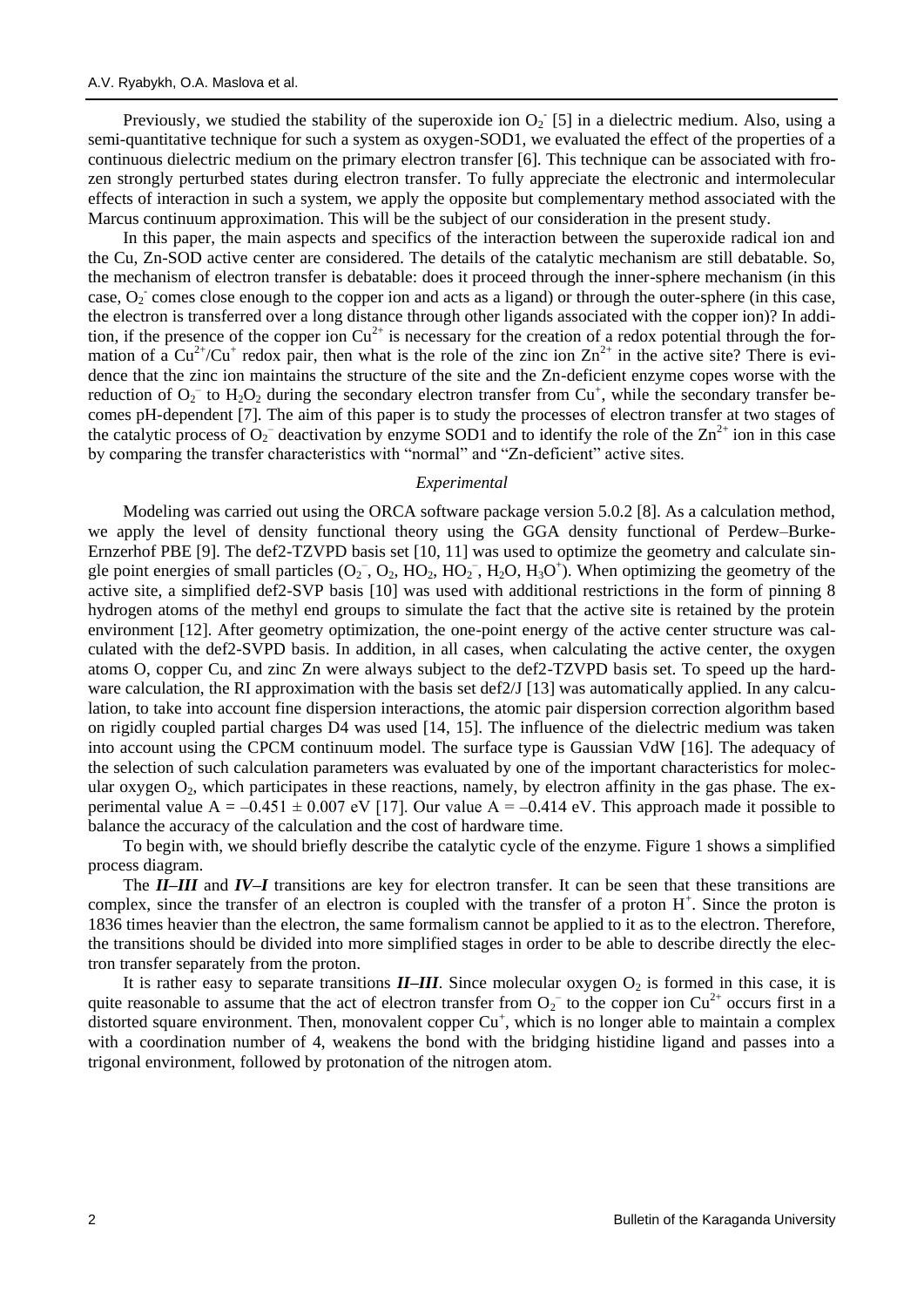Previously, we studied the stability of the superoxide ion $O_2^-$ [5] in a dielectric medium. Also, using a semi-quantitative technique for such a system as oxygen-SOD1, we evaluated the effect of the properties of a continuous dielectric medium on the primary electron transfer [6]. This technique can be associated with frozen strongly perturbed states during electron transfer. To fully appreciate the electronic and intermolecular effects of interaction in such a system, we apply the opposite but complementary method associated with the Marcus continuum approximation. This will be the subject of our consideration in the present study.

In this paper, the main aspects and specifics of the interaction between the superoxide radical ion and the Cu, Zn-SOD active center are considered. The details of the catalytic mechanism are still debatable. So, the mechanism of electron transfer is debatable: does it proceed through the inner-sphere mechanism (in this case, $O_2^-$ comes close enough to the copper ion and acts as a ligand) or through the outer-sphere (in this case, the electron is transferred over a long distance through other ligands associated with the copper ion)? In addition, if the presence of the copper ion $Cu^{2+}$ is necessary for the creation of a redox potential through the formation of a $Cu^{2+}/Cu^{+}$ redox pair, then what is the role of the zinc ion $Zn^{2+}$ in the active site? There is evidence that the zinc ion maintains the structure of the site and the Zn-deficient enzyme copes worse with the reduction of $O_2^-$ to $H_2O_2$ during the secondary electron transfer from $Cu^+$, while the secondary transfer becomes pH-dependent [7]. The aim of this paper is to study the processes of electron transfer at two stages of the catalytic process of $O_2^-$ deactivation by enzyme SOD1 and to identify the role of the $Zn^{2+}$ ion in this case by comparing the transfer characteristics with "normal" and "Zn-deficient" active sites.

## *Experimental*

Modeling was carried out using the ORCA software package version 5.0.2 [8]. As a calculation method, we apply the level of density functional theory using the GGA density functional of Perdew–Burke-Ernzerhof PBE [9]. The def2-TZVPD basis set [10, 11] was used to optimize the geometry and calculate single point energies of small particles ($O_2^-$, $O_2$, $HO_2$, $HO_2^-$, $H_2O$, $H_3O^+$). When optimizing the geometry of the active site, a simplified def2-SVP basis [10] was used with additional restrictions in the form of pinning 8 hydrogen atoms of the methyl end groups to simulate the fact that the active site is retained by the protein environment [12]. After geometry optimization, the one-point energy of the active center structure was calculated with the def2-SVPD basis. In addition, in all cases, when calculating the active center, the oxygen atoms O, copper Cu, and zinc Zn were always subject to the def2-TZVPD basis set. To speed up the hardware calculation, the RI approximation with the basis set def2/J [13] was automatically applied. In any calculation, to take into account fine dispersion interactions, the atomic pair dispersion correction algorithm based on rigidly coupled partial charges D4 was used [14, 15]. The influence of the dielectric medium was taken into account using the CPCM continuum model. The surface type is Gaussian VdW [16]. The adequacy of the selection of such calculation parameters was evaluated by one of the important characteristics for molecular oxygen $O_2$, which participates in these reactions, namely, by electron affinity in the gas phase. The experimental value $A = -0.451 \pm 0.007$ eV [17]. Our value $A = -0.414$ eV. This approach made it possible to balance the accuracy of the calculation and the cost of hardware time.

To begin with, we should briefly describe the catalytic cycle of the enzyme. Figure 1 shows a simplified process diagram.

The ***II–III*** and ***IV–I*** transitions are key for electron transfer. It can be seen that these transitions are complex, since the transfer of an electron is coupled with the transfer of a proton $H^+$. Since the proton is 1836 times heavier than the electron, the same formalism cannot be applied to it as to the electron. Therefore, the transitions should be divided into more simplified stages in order to be able to describe directly the electron transfer separately from the proton.

It is rather easy to separate transitions ***II–III***. Since molecular oxygen $O_2$ is formed in this case, it is quite reasonable to assume that the act of electron transfer from $O_2^-$ to the copper ion $Cu^{2+}$ occurs first in a distorted square environment. Then, monovalent copper $Cu^+$, which is no longer able to maintain a complex with a coordination number of 4, weakens the bond with the bridging histidine ligand and passes into a trigonal environment, followed by protonation of the nitrogen atom.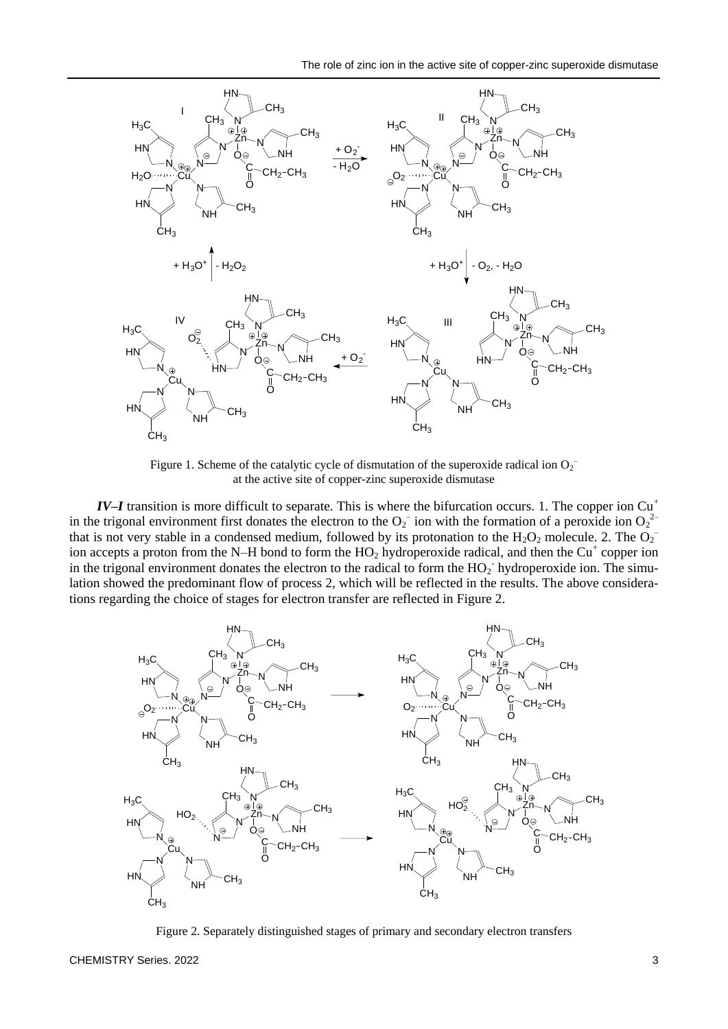Figure 1. Scheme of the catalytic cycle of dismutation of the superoxide radical ion $O_2^-$ at the active site of copper-zinc superoxide dismutase

***IV–I*** transition is more difficult to separate. This is where the bifurcation occurs. 1. The copper ion $Cu^+$ in the trigonal environment first donates the electron to the $O_2^-$ ion with the formation of a peroxide ion $O_2^{2-}$ that is not very stable in a condensed medium, followed by its protonation to the $H_2O_2$ molecule. 2. The $O_2^-$ ion accepts a proton from the N–H bond to form the $HO_2$ hydroperoxide radical, and then the $Cu^+$ copper ion in the trigonal environment donates the electron to the radical to form the $HO_2^-$ hydroperoxide ion. The simulation showed the predominant flow of process 2, which will be reflected in the results. The above considerations regarding the choice of stages for electron transfer are reflected in Figure 2.

Figure 2. Separately distinguished stages of primary and secondary electron transfers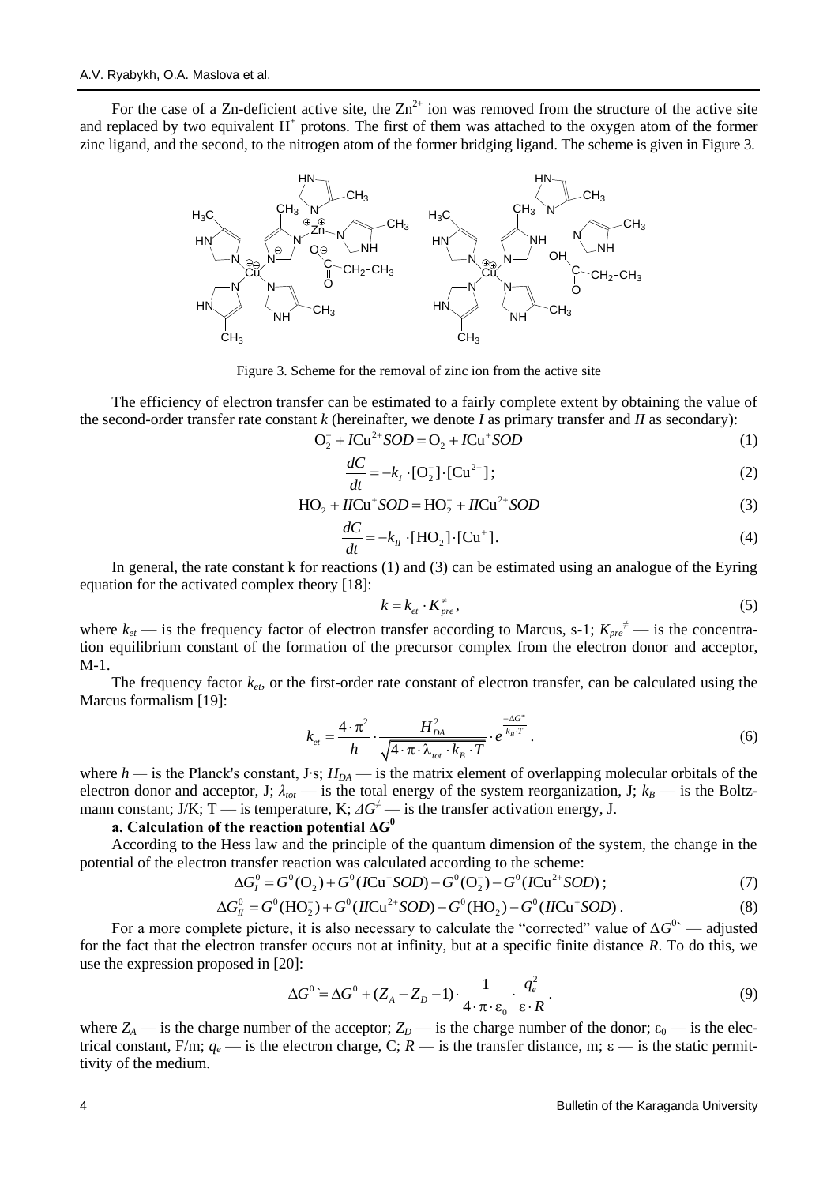For the case of a Zn-deficient active site, the $Zn^{2+}$ ion was removed from the structure of the active site and replaced by two equivalent $H^+$ protons. The first of them was attached to the oxygen atom of the former zinc ligand, and the second, to the nitrogen atom of the former bridging ligand. The scheme is given in Figure 3.

Figure 3. Scheme for the removal of zinc ion from the active site

The efficiency of electron transfer can be estimated to a fairly complete extent by obtaining the value of the second-order transfer rate constant *k* (hereinafter, we denote *I* as primary transfer and *II* as secondary):

$$O_2^- + I\text{Cu}^{2+}SOD = O_2 + I\text{Cu}^+SOD \tag{1}$$

$$\frac{dC}{dt} = -k_I \cdot [O_2^-] \cdot [\text{Cu}^{2+}]; \tag{2}$$

$$HO_2 + II\text{Cu}^+SOD = HO_2^- + II\text{Cu}^{2+}SOD \tag{3}$$

$$\frac{dC}{dt} = -k_{II} \cdot [HO_2] \cdot [\text{Cu}^+]. \tag{4}$$

In general, the rate constant k for reactions (1) and (3) can be estimated using an analogue of the Eyring equation for the activated complex theory [18]:

$$k = k_{et} \cdot K_{pre}^{\neq}, \tag{5}$$

where $k_{et}$ — is the frequency factor of electron transfer according to Marcus, s-1; $K_{pre}^{\neq}$ — is the concentration equilibrium constant of the formation of the precursor complex from the electron donor and acceptor, M-1.

The frequency factor $k_{et}$, or the first-order rate constant of electron transfer, can be calculated using the Marcus formalism [19]:

$$k_{et} = \frac{4 \cdot \pi^2}{h} \cdot \frac{H_{DA}^2}{\sqrt{4 \cdot \pi \cdot \lambda_{tot} \cdot k_B \cdot T}} \cdot e^{\frac{-\Delta G^{\neq}}{k_B \cdot T}}. \tag{6}$$

where $h$ — is the Planck's constant, J·s; $H_{DA}$ — is the matrix element of overlapping molecular orbitals of the electron donor and acceptor, J; $\lambda_{tot}$ — is the total energy of the system reorganization, J; $k_B$ — is the Boltzmann constant; J/K; T — is temperature, K; $\Delta G^{\neq}$ — is the transfer activation energy, J.

**a. Calculation of the reaction potential $\Delta G^0$**

According to the Hess law and the principle of the quantum dimension of the system, the change in the potential of the electron transfer reaction was calculated according to the scheme:

$$\Delta G_I^0 = G^0(O_2) + G^0(I\text{Cu}^+SOD) - G^0(O_2^-) - G^0(I\text{Cu}^{2+}SOD); \tag{7}$$

$$\Delta G_{II}^0 = G^0(HO_2^-) + G^0(II\text{Cu}^{2+}SOD) - G^0(HO_2) - G^0(II\text{Cu}^+SOD). \tag{8}$$

For a more complete picture, it is also necessary to calculate the "corrected" value of $\Delta G^{0`}$ — adjusted for the fact that the electron transfer occurs not at infinity, but at a specific finite distance *R*. To do this, we use the expression proposed in [20]:

$$\Delta G^{0`} = \Delta G^0 + (Z_A - Z_D - 1) \cdot \frac{1}{4 \cdot \pi \cdot \varepsilon_0} \cdot \frac{q_e^2}{\varepsilon \cdot R}. \tag{9}$$

where $Z_A$ — is the charge number of the acceptor; $Z_D$ — is the charge number of the donor; $\varepsilon_0$ — is the electrical constant, F/m; $q_e$ — is the electron charge, C; $R$ — is the transfer distance, m; $\varepsilon$ — is the static permittivity of the medium.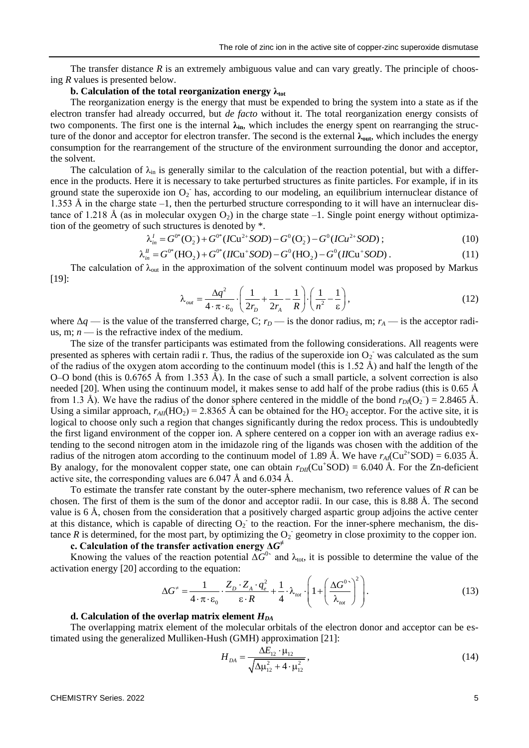The transfer distance *R* is an extremely ambiguous value and can vary greatly. The principle of choosing *R* values is presented below.

**b. Calculation of the total reorganization energy $\lambda_{tot}$**

The reorganization energy is the energy that must be expended to bring the system into a state as if the electron transfer had already occurred, but *de facto* without it. The total reorganization energy consists of two components. The first one is the internal $\boldsymbol{\lambda_{in}}$, which includes the energy spent on rearranging the structure of the donor and acceptor for electron transfer. The second is the external $\boldsymbol{\lambda_{out}}$, which includes the energy consumption for the rearrangement of the structure of the environment surrounding the donor and acceptor, the solvent.

The calculation of $\lambda_{in}$ is generally similar to the calculation of the reaction potential, but with a difference in the products. Here it is necessary to take perturbed structures as finite particles. For example, if in its ground state the superoxide ion $O_2^-$ has, according to our modeling, an equilibrium internuclear distance of 1.353 Å in the charge state –1, then the perturbed structure corresponding to it will have an internuclear distance of 1.218 Å (as in molecular oxygen $O_2$) in the charge state –1. Single point energy without optimization of the geometry of such structures is denoted by *.

$$\lambda_{in}^{I} = G^{0*}(O_2^-) + G^{0*}(I\text{Cu}^{2+}SOD) - G^{0}(O_2^-) - G^{0}(ICu^{2+}SOD)\,; \tag{10}$$

$$\lambda_{in}^{II} = G^{0*}(HO_2) + G^{0*}(II\text{Cu}^{+}SOD) - G^{0}(HO_2) - G^{0}(II\text{Cu}^{+}SOD)\,. \tag{11}$$

The calculation of $\lambda_{out}$ in the approximation of the solvent continuum model was proposed by Markus [19]:

$$\lambda_{out} = \frac{\Delta q^2}{4\cdot\pi\cdot\varepsilon_0}\cdot\left(\frac{1}{2r_D}+\frac{1}{2r_A}-\frac{1}{R}\right)\cdot\left(\frac{1}{n^2}-\frac{1}{\varepsilon}\right), \tag{12}$$

where $\Delta q$ — is the value of the transferred charge, C; $r_D$ — is the donor radius, m; $r_A$ — is the acceptor radius, m; $n$ — is the refractive index of the medium.

The size of the transfer participants was estimated from the following considerations. All reagents were presented as spheres with certain radii r. Thus, the radius of the superoxide ion $O_2^-$ was calculated as the sum of the radius of the oxygen atom according to the continuum model (this is 1.52 Å) and half the length of the O–O bond (this is 0.6765 Å from 1.353 Å). In the case of such a small particle, a solvent correction is also needed [20]. When using the continuum model, it makes sense to add half of the probe radius (this is 0.65 Å from 1.3 Å). We have the radius of the donor sphere centered in the middle of the bond $r_{DI}(O_2^-) = 2.8465$ Å. Using a similar approach, $r_{AII}(HO_2) = 2.8365$ Å can be obtained for the $HO_2$ acceptor. For the active site, it is logical to choose only such a region that changes significantly during the redox process. This is undoubtedly the first ligand environment of the copper ion. A sphere centered on a copper ion with an average radius extending to the second nitrogen atom in the imidazole ring of the ligands was chosen with the addition of the radius of the nitrogen atom according to the continuum model of 1.89 Å. We have $r_{AI}(Cu^{2+}SOD) = 6.035$ Å. By analogy, for the monovalent copper state, one can obtain $r_{DII}(Cu^{+}SOD) = 6.040$ Å. For the Zn-deficient active site, the corresponding values are 6.047 Å and 6.034 Å.

To estimate the transfer rate constant by the outer-sphere mechanism, two reference values of *R* can be chosen. The first of them is the sum of the donor and acceptor radii. In our case, this is 8.88 Å. The second value is 6 Å, chosen from the consideration that a positively charged aspartic group adjoins the active center at this distance, which is capable of directing $O_2^-$ to the reaction. For the inner-sphere mechanism, the distance *R* is determined, for the most part, by optimizing the $O_2^-$ geometry in close proximity to the copper ion.

**c. Calculation of the transfer activation energy $\Delta G^{\neq}$**

Knowing the values of the reaction potential $\Delta G^{0`}$ and $\lambda_{tot}$, it is possible to determine the value of the activation energy [20] according to the equation:

$$\Delta G^{\neq} = \frac{1}{4\cdot\pi\cdot\varepsilon_0}\cdot\frac{Z_D\cdot Z_A\cdot q_e^2}{\varepsilon\cdot R} + \frac{1}{4}\cdot\lambda_{tot}\cdot\left(1+\left(\frac{\Delta G^{0`}}{\lambda_{tot}}\right)^2\right). \tag{13}$$

**d. Calculation of the overlap matrix element $H_{DA}$**

The overlapping matrix element of the molecular orbitals of the electron donor and acceptor can be estimated using the generalized Mulliken-Hush (GMH) approximation [21]:

$$H_{DA} = \frac{\Delta E_{12}\cdot\mu_{12}}{\sqrt{\Delta\mu_{12}^2 + 4\cdot\mu_{12}^2}}, \tag{14}$$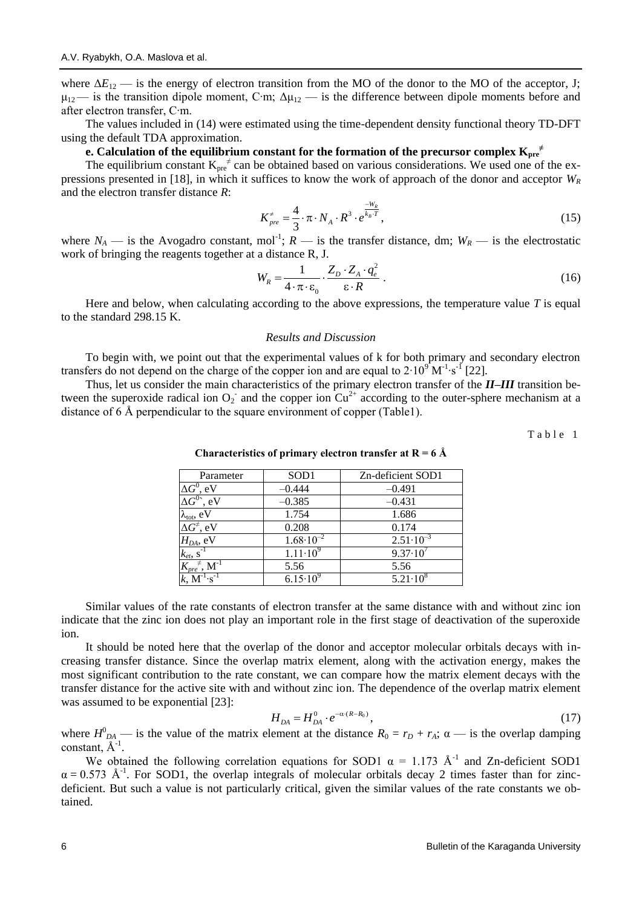where $\Delta E_{12}$ — is the energy of electron transition from the MO of the donor to the MO of the acceptor, J; $\mu_{12}$ — is the transition dipole moment, C·m; $\Delta\mu_{12}$ — is the difference between dipole moments before and after electron transfer, C·m.

The values included in (14) were estimated using the time-dependent density functional theory TD-DFT using the default TDA approximation.

**e. Calculation of the equilibrium constant for the formation of the precursor complex $K_{pre}^{\neq}$**

The equilibrium constant $K_{pre}^{\neq}$ can be obtained based on various considerations. We used one of the expressions presented in [18], in which it suffices to know the work of approach of the donor and acceptor $W_R$ and the electron transfer distance $R$:

$$K_{pre}^{\neq} = \frac{4}{3} \cdot \pi \cdot N_A \cdot R^3 \cdot e^{\frac{-W_R}{k_B \cdot T}}, \tag{15}$$

where $N_A$ — is the Avogadro constant, mol$^{-1}$; $R$ — is the transfer distance, dm; $W_R$ — is the electrostatic work of bringing the reagents together at a distance R, J.

$$W_R = \frac{1}{4 \cdot \pi \cdot \varepsilon_0} \cdot \frac{Z_D \cdot Z_A \cdot q_e^2}{\varepsilon \cdot R}. \tag{16}$$

Here and below, when calculating according to the above expressions, the temperature value $T$ is equal to the standard 298.15 K.

*Results and Discussion*

To begin with, we point out that the experimental values of k for both primary and secondary electron transfers do not depend on the charge of the copper ion and are equal to $2 \cdot 10^9$ M$^{-1}$·s$^{-1}$ [22].

Thus, let us consider the main characteristics of the primary electron transfer of the ***II–III*** transition between the superoxide radical ion $O_2^-$ and the copper ion $Cu^{2+}$ according to the outer-sphere mechanism at a distance of 6 Å perpendicular to the square environment of copper (Table1).

Table 1

**Characteristics of primary electron transfer at R = 6 Å**

| Parameter | SOD1 | Zn-deficient SOD1 |
|---|---|---|
| $\Delta G^0$, eV | –0.444 | –0.491 |
| $\Delta G^{0'}$, eV | –0.385 | –0.431 |
| $\lambda_{tot}$, eV | 1.754 | 1.686 |
| $\Delta G^{\neq}$, eV | 0.208 | 0.174 |
| $H_{DA}$, eV | $1.68 \cdot 10^{-2}$ | $2.51 \cdot 10^{-3}$ |
| $k_{et}$, s$^{-1}$ | $1.11 \cdot 10^9$ | $9.37 \cdot 10^7$ |
| $K_{pre}^{\neq}$, M$^{-1}$ | 5.56 | 5.56 |
| $k$, M$^{-1}$·s$^{-1}$ | $6.15 \cdot 10^9$ | $5.21 \cdot 10^8$ |

Similar values of the rate constants of electron transfer at the same distance with and without zinc ion indicate that the zinc ion does not play an important role in the first stage of deactivation of the superoxide ion.

It should be noted here that the overlap of the donor and acceptor molecular orbitals decays with increasing transfer distance. Since the overlap matrix element, along with the activation energy, makes the most significant contribution to the rate constant, we can compare how the matrix element decays with the transfer distance for the active site with and without zinc ion. The dependence of the overlap matrix element was assumed to be exponential [23]:

$$H_{DA} = H_{DA}^0 \cdot e^{-\alpha \cdot (R - R_0)}, \tag{17}$$

where $H^0_{DA}$ — is the value of the matrix element at the distance $R_0 = r_D + r_A$; $\alpha$ — is the overlap damping constant, Å$^{-1}$.

We obtained the following correlation equations for SOD1 $\alpha = 1.173$ Å$^{-1}$ and Zn-deficient SOD1 $\alpha = 0.573$ Å$^{-1}$. For SOD1, the overlap integrals of molecular orbitals decay 2 times faster than for zinc-deficient. But such a value is not particularly critical, given the similar values of the rate constants we obtained.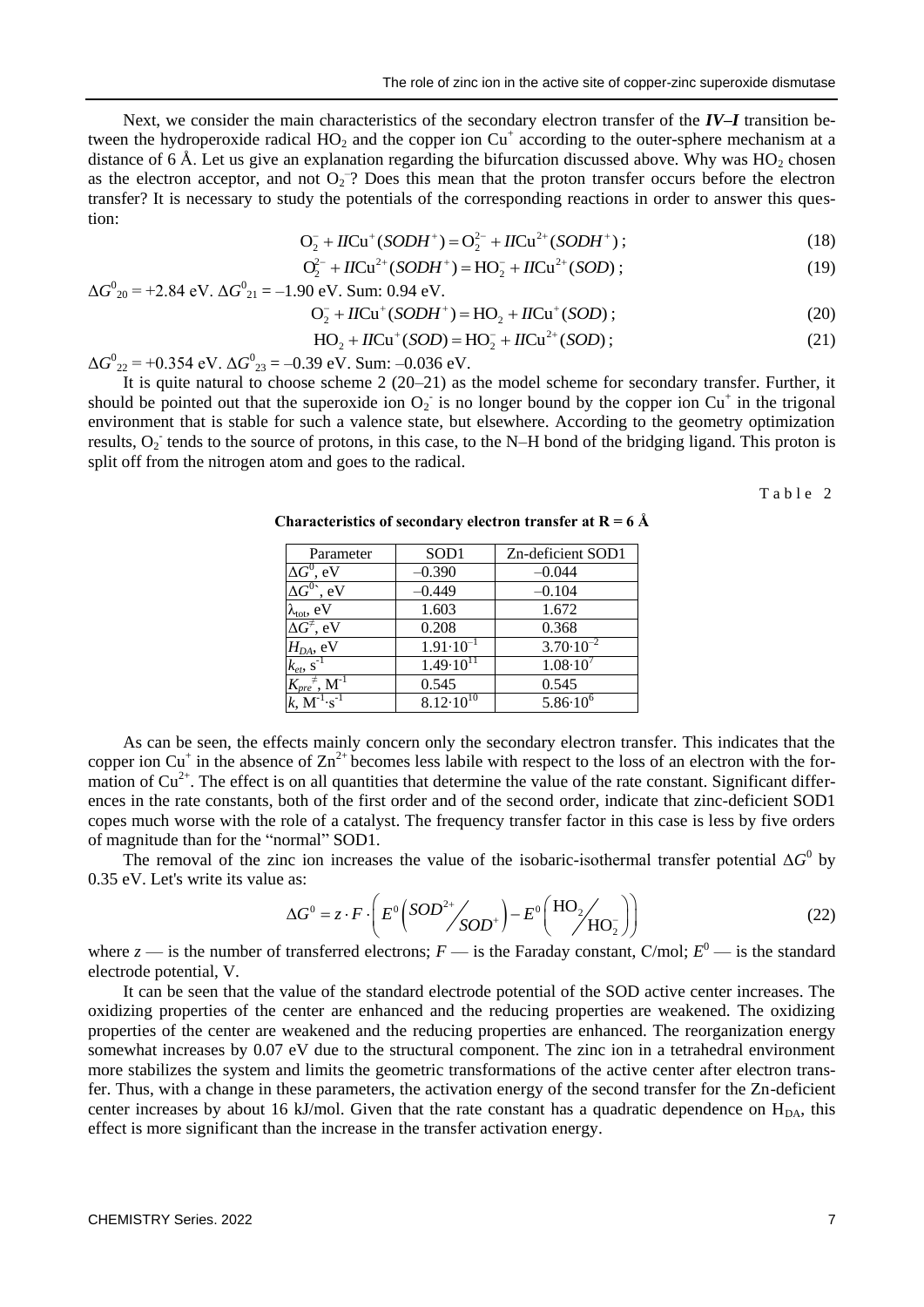Next, we consider the main characteristics of the secondary electron transfer of the ***IV–I*** transition between the hydroperoxide radical $HO_2$ and the copper ion $Cu^+$ according to the outer-sphere mechanism at a distance of 6 Å. Let us give an explanation regarding the bifurcation discussed above. Why was $HO_2$ chosen as the electron acceptor, and not $O_2^-$? Does this mean that the proton transfer occurs before the electron transfer? It is necessary to study the potentials of the corresponding reactions in order to answer this question:

$$O_2^- + II\mathrm{Cu}^+(SODH^+) = O_2^{2-} + II\mathrm{Cu}^{2+}(SODH^+)\,; \tag{18}$$

$$O_2^{2-} + II\mathrm{Cu}^{2+}(SODH^+) = HO_2^- + II\mathrm{Cu}^{2+}(SOD)\,; \tag{19}$$

$\Delta G^0_{20}$ = +2.84 eV. $\Delta G^0_{21}$ = –1.90 eV. Sum: 0.94 eV.

$$O_2^- + II\mathrm{Cu}^+(SODH^+) = HO_2 + II\mathrm{Cu}^+(SOD)\,; \tag{20}$$

$$HO_2 + II\mathrm{Cu}^+(SOD) = HO_2^- + II\mathrm{Cu}^{2+}(SOD)\,; \tag{21}$$

$\Delta G^0_{22}$ = +0.354 eV. $\Delta G^0_{23}$ = –0.39 eV. Sum: –0.036 eV.

It is quite natural to choose scheme 2 (20–21) as the model scheme for secondary transfer. Further, it should be pointed out that the superoxide ion $O_2^-$ is no longer bound by the copper ion $Cu^+$ in the trigonal environment that is stable for such a valence state, but elsewhere. According to the geometry optimization results, $O_2^-$ tends to the source of protons, in this case, to the N–H bond of the bridging ligand. This proton is split off from the nitrogen atom and goes to the radical.

Table 2

**Characteristics of secondary electron transfer at R = 6 Å**

| Parameter | SOD1 | Zn-deficient SOD1 |
|---|---|---|
| $\Delta G^0$, eV | –0.390 | –0.044 |
| $\Delta G^{0\prime}$, eV | –0.449 | –0.104 |
| $\lambda_{tot}$, eV | 1.603 | 1.672 |
| $\Delta G^{\neq}$, eV | 0.208 | 0.368 |
| $H_{DA}$, eV | $1.91 \cdot 10^{-1}$ | $3.70 \cdot 10^{-2}$ |
| $k_{et}$, $s^{-1}$ | $1.49 \cdot 10^{11}$ | $1.08 \cdot 10^{7}$ |
| $K_{pre}^{\neq}$, $M^{-1}$ | 0.545 | 0.545 |
| $k$, $M^{-1} \cdot s^{-1}$ | $8.12 \cdot 10^{10}$ | $5.86 \cdot 10^{6}$ |

As can be seen, the effects mainly concern only the secondary electron transfer. This indicates that the copper ion $Cu^+$ in the absence of $Zn^{2+}$ becomes less labile with respect to the loss of an electron with the formation of $Cu^{2+}$. The effect is on all quantities that determine the value of the rate constant. Significant differences in the rate constants, both of the first order and of the second order, indicate that zinc-deficient SOD1 copes much worse with the role of a catalyst. The frequency transfer factor in this case is less by five orders of magnitude than for the "normal" SOD1.

The removal of the zinc ion increases the value of the isobaric-isothermal transfer potential $\Delta G^0$ by 0.35 eV. Let's write its value as:

$$\Delta G^0 = z \cdot F \cdot \left( E^0\left( SOD^{2+} / SOD^{+} \right) - E^0\left( HO_2 / HO_2^- \right) \right) \tag{22}$$

where $z$ — is the number of transferred electrons; $F$ — is the Faraday constant, C/mol; $E^0$ — is the standard electrode potential, V.

It can be seen that the value of the standard electrode potential of the SOD active center increases. The oxidizing properties of the center are enhanced and the reducing properties are weakened. The oxidizing properties of the center are weakened and the reducing properties are enhanced. The reorganization energy somewhat increases by 0.07 eV due to the structural component. The zinc ion in a tetrahedral environment more stabilizes the system and limits the geometric transformations of the active center after electron transfer. Thus, with a change in these parameters, the activation energy of the second transfer for the Zn-deficient center increases by about 16 kJ/mol. Given that the rate constant has a quadratic dependence on $H_{DA}$, this effect is more significant than the increase in the transfer activation energy.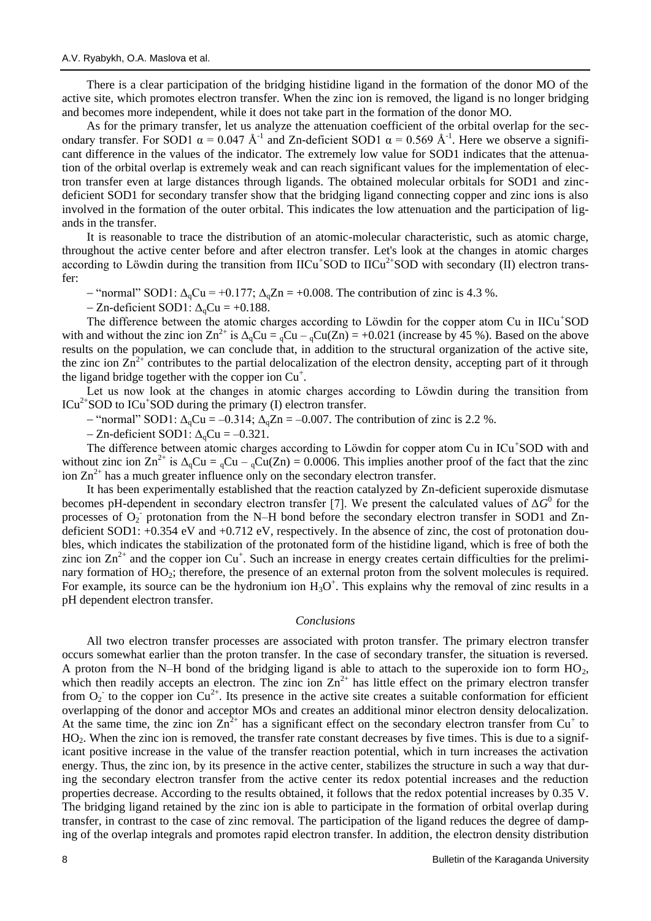There is a clear participation of the bridging histidine ligand in the formation of the donor MO of the active site, which promotes electron transfer. When the zinc ion is removed, the ligand is no longer bridging and becomes more independent, while it does not take part in the formation of the donor MO.

As for the primary transfer, let us analyze the attenuation coefficient of the orbital overlap for the secondary transfer. For SOD1 $\alpha = 0.047$ Å$^{-1}$ and Zn-deficient SOD1 $\alpha = 0.569$ Å$^{-1}$. Here we observe a significant difference in the values of the indicator. The extremely low value for SOD1 indicates that the attenuation of the orbital overlap is extremely weak and can reach significant values for the implementation of electron transfer even at large distances through ligands. The obtained molecular orbitals for SOD1 and zinc-deficient SOD1 for secondary transfer show that the bridging ligand connecting copper and zinc ions is also involved in the formation of the outer orbital. This indicates the low attenuation and the participation of ligands in the transfer.

It is reasonable to trace the distribution of an atomic-molecular characteristic, such as atomic charge, throughout the active center before and after electron transfer. Let's look at the changes in atomic charges according to Löwdin during the transition from II$Cu^+$SOD to II$Cu^{2+}$SOD with secondary (II) electron transfer:

– "normal" SOD1: $\Delta_q$Cu = +0.177; $\Delta_q$Zn = +0.008. The contribution of zinc is 4.3 %.

– Zn-deficient SOD1: $\Delta_q$Cu = +0.188.

The difference between the atomic charges according to Löwdin for the copper atom Cu in II$Cu^+$SOD with and without the zinc ion $Zn^{2+}$ is $\Delta_q$Cu = $_q$Cu – $_q$Cu(Zn) = +0.021 (increase by 45 %). Based on the above results on the population, we can conclude that, in addition to the structural organization of the active site, the zinc ion $Zn^{2+}$ contributes to the partial delocalization of the electron density, accepting part of it through the ligand bridge together with the copper ion $Cu^+$.

Let us now look at the changes in atomic charges according to Löwdin during the transition from I$Cu^{2+}$SOD to I$Cu^+$SOD during the primary (I) electron transfer.

– "normal" SOD1: $\Delta_q$Cu = –0.314; $\Delta_q$Zn = –0.007. The contribution of zinc is 2.2 %.

– Zn-deficient SOD1: $\Delta_q$Cu = –0.321.

The difference between atomic charges according to Löwdin for copper atom Cu in I$Cu^+$SOD with and without zinc ion $Zn^{2+}$ is $\Delta_q$Cu = $_q$Cu – $_q$Cu(Zn) = 0.0006. This implies another proof of the fact that the zinc ion $Zn^{2+}$ has a much greater influence only on the secondary electron transfer.

It has been experimentally established that the reaction catalyzed by Zn-deficient superoxide dismutase becomes pH-dependent in secondary electron transfer [7]. We present the calculated values of $\Delta G^0$ for the processes of $O_2^-$ protonation from the N–H bond before the secondary electron transfer in SOD1 and Zn-deficient SOD1: +0.354 eV and +0.712 eV, respectively. In the absence of zinc, the cost of protonation doubles, which indicates the stabilization of the protonated form of the histidine ligand, which is free of both the zinc ion $Zn^{2+}$ and the copper ion $Cu^+$. Such an increase in energy creates certain difficulties for the preliminary formation of $HO_2$; therefore, the presence of an external proton from the solvent molecules is required. For example, its source can be the hydronium ion $H_3O^+$. This explains why the removal of zinc results in a pH dependent electron transfer.

### *Conclusions*

All two electron transfer processes are associated with proton transfer. The primary electron transfer occurs somewhat earlier than the proton transfer. In the case of secondary transfer, the situation is reversed. A proton from the N–H bond of the bridging ligand is able to attach to the superoxide ion to form $HO_2$, which then readily accepts an electron. The zinc ion $Zn^{2+}$ has little effect on the primary electron transfer from $O_2^-$ to the copper ion $Cu^{2+}$. Its presence in the active site creates a suitable conformation for efficient overlapping of the donor and acceptor MOs and creates an additional minor electron density delocalization. At the same time, the zinc ion $Zn^{2+}$ has a significant effect on the secondary electron transfer from $Cu^+$ to $HO_2$. When the zinc ion is removed, the transfer rate constant decreases by five times. This is due to a significant positive increase in the value of the transfer reaction potential, which in turn increases the activation energy. Thus, the zinc ion, by its presence in the active center, stabilizes the structure in such a way that during the secondary electron transfer from the active center its redox potential increases and the reduction properties decrease. According to the results obtained, it follows that the redox potential increases by 0.35 V. The bridging ligand retained by the zinc ion is able to participate in the formation of orbital overlap during transfer, in contrast to the case of zinc removal. The participation of the ligand reduces the degree of damping of the overlap integrals and promotes rapid electron transfer. In addition, the electron density distribution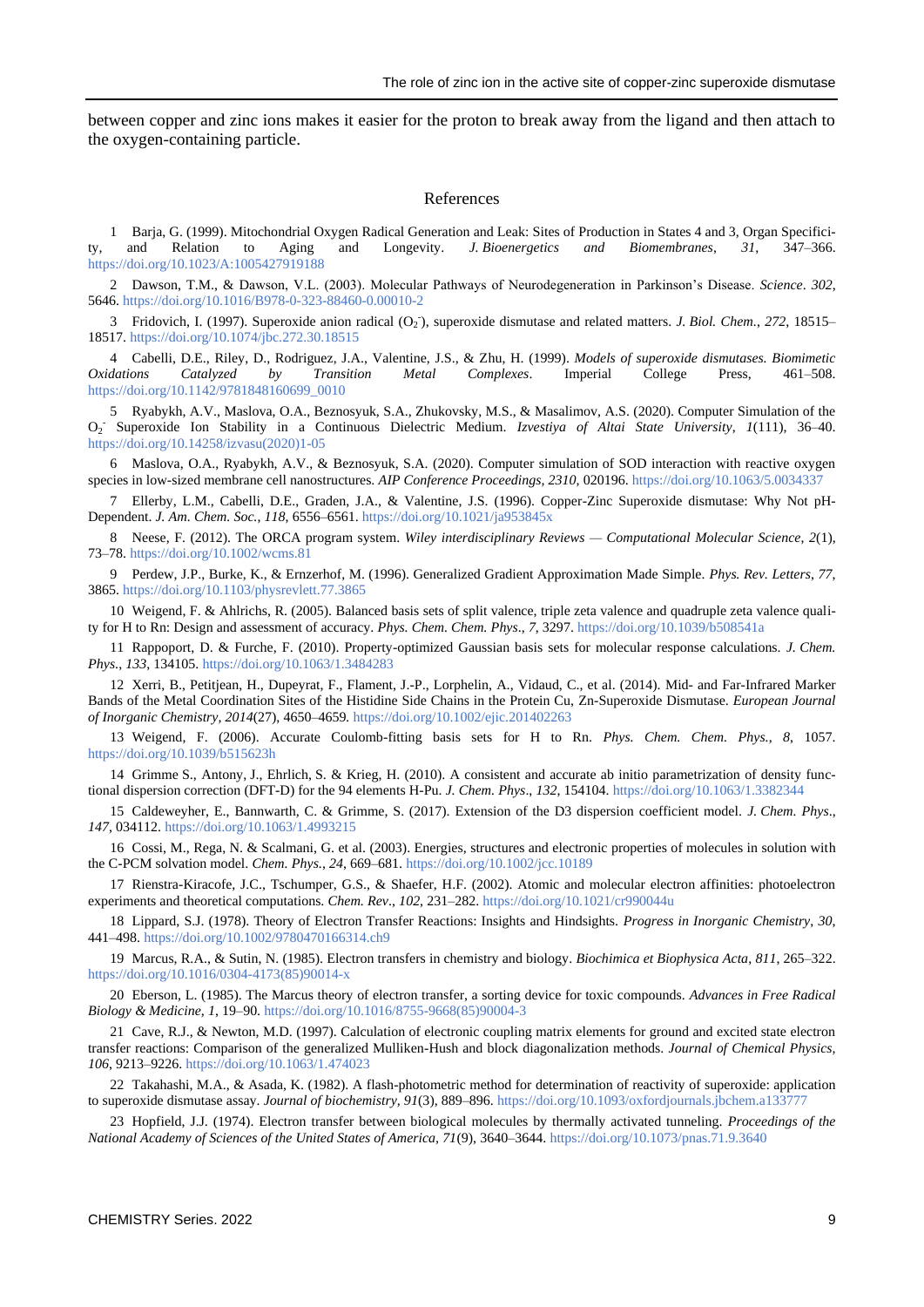between copper and zinc ions makes it easier for the proton to break away from the ligand and then attach to the oxygen-containing particle.

## References

1 Barja, G. (1999). Mitochondrial Oxygen Radical Generation and Leak: Sites of Production in States 4 and 3, Organ Specificity, and Relation to Aging and Longevity. *J. Bioenergetics and Biomembranes*, *31*, 347–366. https://doi.org/10.1023/A:1005427919188

2 Dawson, T.M., & Dawson, V.L. (2003). Molecular Pathways of Neurodegeneration in Parkinson's Disease. *Science*. *302*, 5646. https://doi.org/10.1016/B978-0-323-88460-0.00010-2

3 Fridovich, I. (1997). Superoxide anion radical ($O_2^-$), superoxide dismutase and related matters. *J. Biol. Chem.*, *272*, 18515–18517. https://doi.org/10.1074/jbc.272.30.18515

4 Cabelli, D.E., Riley, D., Rodriguez, J.A., Valentine, J.S., & Zhu, H. (1999). *Models of superoxide dismutases. Biomimetic Oxidations Catalyzed by Transition Metal Complexes*. Imperial College Press, 461–508. https://doi.org/10.1142/9781848160699_0010

5 Ryabykh, A.V., Maslova, O.A., Beznosyuk, S.A., Zhukovsky, M.S., & Masalimov, A.S. (2020). Computer Simulation of the $O_2^-$ Superoxide Ion Stability in a Continuous Dielectric Medium. *Izvestiya of Altai State University*, *1*(111), 36–40. https://doi.org/10.14258/izvasu(2020)1-05

6 Maslova, O.A., Ryabykh, A.V., & Beznosyuk, S.A. (2020). Computer simulation of SOD interaction with reactive oxygen species in low-sized membrane cell nanostructures. *AIP Conference Proceedings*, *2310*, 020196. https://doi.org/10.1063/5.0034337

7 Ellerby, L.M., Cabelli, D.E., Graden, J.A., & Valentine, J.S. (1996). Copper-Zinc Superoxide dismutase: Why Not pH-Dependent. *J. Am. Chem. Soc.*, *118*, 6556–6561. https://doi.org/10.1021/ja953845x

8 Neese, F. (2012). The ORCA program system. *Wiley interdisciplinary Reviews — Computational Molecular Science*, *2*(1), 73–78. https://doi.org/10.1002/wcms.81

9 Perdew, J.P., Burke, K., & Ernzerhof, M. (1996). Generalized Gradient Approximation Made Simple. *Phys. Rev. Letters*, *77*, 3865. https://doi.org/10.1103/physrevlett.77.3865

10 Weigend, F. & Ahlrichs, R. (2005). Balanced basis sets of split valence, triple zeta valence and quadruple zeta valence quality for H to Rn: Design and assessment of accuracy. *Phys. Chem. Chem. Phys.*, *7*, 3297. https://doi.org/10.1039/b508541a

11 Rappoport, D. & Furche, F. (2010). Property-optimized Gaussian basis sets for molecular response calculations. *J. Chem. Phys.*, *133*, 134105. https://doi.org/10.1063/1.3484283

12 Xerri, B., Petitjean, H., Dupeyrat, F., Flament, J.-P., Lorphelin, A., Vidaud, C., et al. (2014). Mid- and Far-Infrared Marker Bands of the Metal Coordination Sites of the Histidine Side Chains in the Protein Cu, Zn-Superoxide Dismutase. *European Journal of Inorganic Chemistry*, *2014*(27), 4650–4659. https://doi.org/10.1002/ejic.201402263

13 Weigend, F. (2006). Accurate Coulomb-fitting basis sets for H to Rn. *Phys. Chem. Chem. Phys.*, *8*, 1057. https://doi.org/10.1039/b515623h

14 Grimme S., Antony, J., Ehrlich, S. & Krieg, H. (2010). A consistent and accurate ab initio parametrization of density functional dispersion correction (DFT-D) for the 94 elements H-Pu. *J. Chem. Phys*., *132*, 154104. https://doi.org/10.1063/1.3382344

15 Caldeweyher, E., Bannwarth, C. & Grimme, S. (2017). Extension of the D3 dispersion coefficient model. *J. Chem. Phys*., *147*, 034112. https://doi.org/10.1063/1.4993215

16 Cossi, M., Rega, N. & Scalmani, G. et al. (2003). Energies, structures and electronic properties of molecules in solution with the C-PCM solvation model. *Chem. Phys.*, *24*, 669–681. https://doi.org/10.1002/jcc.10189

17 Rienstra-Kiracofe, J.C., Tschumper, G.S., & Shaefer, H.F. (2002). Atomic and molecular electron affinities: photoelectron experiments and theoretical computations. *Chem. Rev*., *102*, 231–282. https://doi.org/10.1021/cr990044u

18 Lippard, S.J. (1978). Theory of Electron Transfer Reactions: Insights and Hindsights. *Progress in Inorganic Chemistry*, *30*, 441–498. https://doi.org/10.1002/9780470166314.ch9

19 Marcus, R.A., & Sutin, N. (1985). Electron transfers in chemistry and biology. *Biochimica et Biophysica Acta*, *811*, 265–322. https://doi.org/10.1016/0304-4173(85)90014-x

20 Eberson, L. (1985). The Marcus theory of electron transfer, a sorting device for toxic compounds. *Advances in Free Radical Biology & Medicine*, *1*, 19–90. https://doi.org/10.1016/8755-9668(85)90004-3

21 Cave, R.J., & Newton, M.D. (1997). Calculation of electronic coupling matrix elements for ground and excited state electron transfer reactions: Comparison of the generalized Mulliken-Hush and block diagonalization methods. *Journal of Chemical Physics*, *106*, 9213–9226. https://doi.org/10.1063/1.474023

22 Takahashi, M.A., & Asada, K. (1982). A flash-photometric method for determination of reactivity of superoxide: application to superoxide dismutase assay. *Journal of biochemistry*, *91*(3), 889–896. https://doi.org/10.1093/oxfordjournals.jbchem.a133777

23 Hopfield, J.J. (1974). Electron transfer between biological molecules by thermally activated tunneling. *Proceedings of the National Academy of Sciences of the United States of America*, *71*(9), 3640–3644. https://doi.org/10.1073/pnas.71.9.3640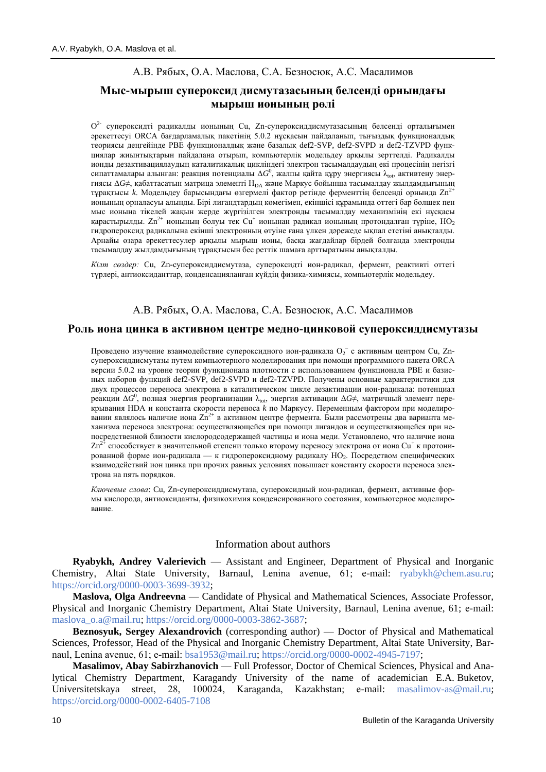А.В. Рябых, О.А. Маслова, С.А. Безносюк, А.С. Масалимов

## Мыс-мырыш супероксид дисмутазасының белсенді орнындағы мырыш ионының рөлі

$O^{2-}$ супероксидті радикалды ионының Cu, Zn-супероксиддисмутазасының белсенді орталығымен әрекеттесуі ORCA бағдарламалық пакетінің 5.0.2 нұсқасын пайдаланып, тығыздық функционалдық теориясы деңгейінде PBE функционалдық және базалық def2-SVP, def2-SVPD и def2-TZVPD функциялар жиынтықтарын пайдалана отырып, компьютерлік модельдеу арқылы зерттелді. Радикалды ионды дезактивациялаудың каталитикалық циклiндегі электрон тасымалдаудың екі процесінің негізгі сипаттамалары алынған: реакция потенциалы $\Delta G^0$, жалпы қайта құру энергиясы $\lambda_{tot}$, активтену энергиясы $\Delta G\neq$, қабаттасатын матрица элементі $H_{DA}$ және Маркус бойынша тасымалдау жылдамдығының тұрақтысы *k*. Модельдеу барысындағы өзгермелі фактор ретінде ферменттің белсенді орнында $Zn^{2+}$ ионының орналасуы алынды. Бірі лигандтардың көмегімен, екіншісі құрамында оттегі бар бөлшек пен мыс ионына тікелей жақын жерде жүргізілген электронды тасымалдау механизмінің екі нұсқасы қарастырылды. $Zn^{2+}$ ионының болуы тек $Cu^{+}$ ионынан радикал ионының протондалған түріне, $HO_2$ гидропероксид радикалына екінші электронның өтуіне ғана үлкен дәрежеде ықпал ететіні анықталды. Арнайы өзара әрекеттесулер арқылы мырыш ионы, басқа жағдайлар бірдей болғанда электронды тасымалдау жылдамдығының тұрақтысын бес реттік шамаға арттыратыны анықталды.

*Кілт сөздер:* Cu, Zn-супероксиддисмутаза, супероксидті ион-радикал, фермент, реактивті оттегі түрлері, антиоксиданттар, конденсацияланған күйдің физика-химиясы, компьютерлік модельдеу.

А.В. Рябых, О.А. Маслова, С.А. Безносюк, А.С. Масалимов

## Роль иона цинка в активном центре медно-цинковой супероксиддисмутазы

Проведено изучение взаимодействие супероксидного ион-радикала $O_2^-$ с активным центром Cu, Zn-супероксиддисмутазы путем компьютерного моделирования при помощи программного пакета ORCA версии 5.0.2 на уровне теории функционала плотности с использованием функционала PBE и базисных наборов функций def2-SVP, def2-SVPD и def2-TZVPD. Получены основные характеристики для двух процессов переноса электрона в каталитическом цикле дезактивации ион-радикала: потенциал реакции $\Delta G^0$, полная энергия реорганизации $\lambda_{tot}$, энергия активации $\Delta G\neq$, матричный элемент перекрывания HDA и константа скорости переноса *k* по Маркусу. Переменным фактором при моделировании являлось наличие иона $Zn^{2+}$ в активном центре фермента. Были рассмотрены два варианта механизма переноса электрона: осуществляющейся при помощи лигандов и осуществляющейся при непосредственной близости кислородсодержащей частицы и иона меди. Установлено, что наличие иона $Zn^{2+}$ способствует в значительной степени только второму переносу электрона от иона $Cu^{+}$ к протонированной форме ион-радикала — к гидропероксидному радикалу $HO_2$. Посредством специфических взаимодействий ион цинка при прочих равных условиях повышает константу скорости переноса электрона на пять порядков.

*Ключевые слова*: Cu, Zn-супероксиддисмутаза, супероксидный ион-радикал, фермент, активные формы кислорода, антиоксиданты, физикохимия конденсированного состояния, компьютерное моделирование.

## Information about authors

**Ryabykh, Andrey Valerievich** — Assistant and Engineer, Department of Physical and Inorganic Chemistry, Altai State University, Barnaul, Lenina avenue, 61; e-mail: ryabykh@chem.asu.ru; https://orcid.org/0000-0003-3699-3932;

**Maslova, Olga Andreevna** — Candidate of Physical and Mathematical Sciences, Associate Professor, Physical and Inorganic Chemistry Department, Altai State University, Barnaul, Lenina avenue, 61; e-mail: maslova_o.a@mail.ru; https://orcid.org/0000-0003-3862-3687;

**Beznosyuk, Sergey Alexandrovich** (corresponding author) — Doctor of Physical and Mathematical Sciences, Professor, Head of the Physical and Inorganic Chemistry Department, Altai State University, Barnaul, Lenina avenue, 61; e-mail: bsa1953@mail.ru; https://orcid.org/0000-0002-4945-7197;

**Masalimov, Abay Sabirzhanovich** — Full Professor, Doctor of Chemical Sciences, Physical and Analytical Chemistry Department, Karagandy University of the name of academician E.A. Buketov, Universitetskaya street, 28, 100024, Karaganda, Kazakhstan; e-mail: masalimov-as@mail.ru; https://orcid.org/0000-0002-6405-7108